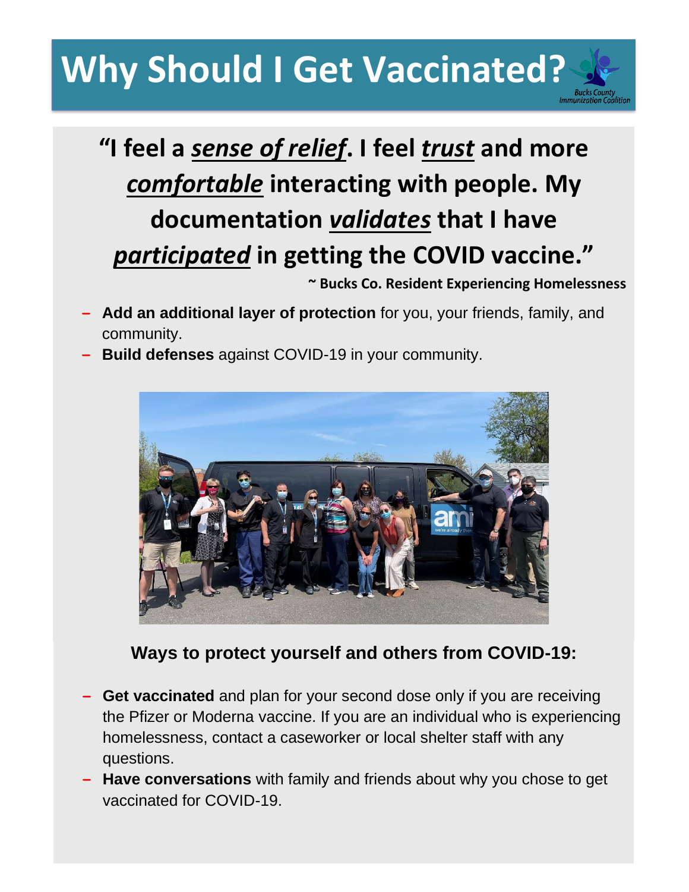# Why Should I Get Vaccinated?

Bucks County Immunization Coalition

## "I feel a ***sense of relief***. I feel ***trust*** and more ***comfortable*** interacting with people. My documentation ***validates*** that I have ***participated*** in getting the COVID vaccine."

**~ Bucks Co. Resident Experiencing Homelessness**

- **Add an additional layer of protection** for you, your friends, family, and community.
- **Build defenses** against COVID-19 in your community.

### Ways to protect yourself and others from COVID-19:

- **Get vaccinated** and plan for your second dose only if you are receiving the Pfizer or Moderna vaccine. If you are an individual who is experiencing homelessness, contact a caseworker or local shelter staff with any questions.
- **Have conversations** with family and friends about why you chose to get vaccinated for COVID-19.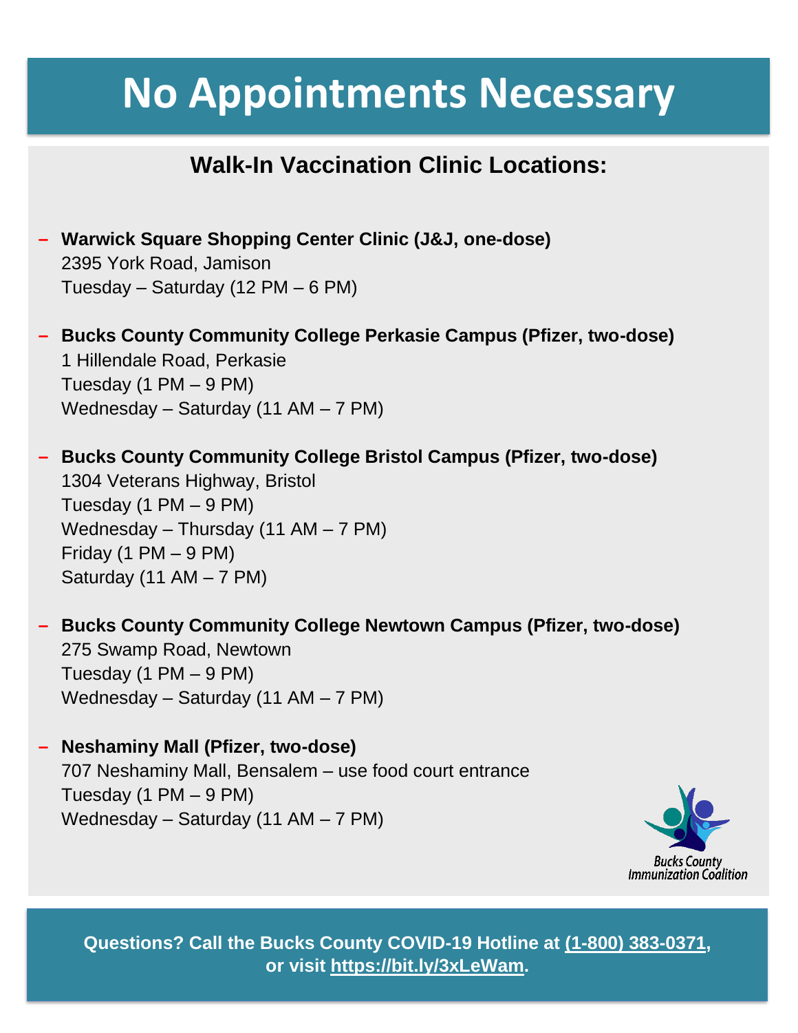# No Appointments Necessary

## Walk-In Vaccination Clinic Locations:

- **Warwick Square Shopping Center Clinic (J&J, one-dose)**
  2395 York Road, Jamison
  Tuesday – Saturday (12 PM – 6 PM)

- **Bucks County Community College Perkasie Campus (Pfizer, two-dose)**
  1 Hillendale Road, Perkasie
  Tuesday (1 PM – 9 PM)
  Wednesday – Saturday (11 AM – 7 PM)

- **Bucks County Community College Bristol Campus (Pfizer, two-dose)**
  1304 Veterans Highway, Bristol
  Tuesday (1 PM – 9 PM)
  Wednesday – Thursday (11 AM – 7 PM)
  Friday (1 PM – 9 PM)
  Saturday (11 AM – 7 PM)

- **Bucks County Community College Newtown Campus (Pfizer, two-dose)**
  275 Swamp Road, Newtown
  Tuesday (1 PM – 9 PM)
  Wednesday – Saturday (11 AM – 7 PM)

- **Neshaminy Mall (Pfizer, two-dose)**
  707 Neshaminy Mall, Bensalem – use food court entrance
  Tuesday (1 PM – 9 PM)
  Wednesday – Saturday (11 AM – 7 PM)

*Bucks County Immunization Coalition*

**Questions? Call the Bucks County COVID-19 Hotline at (1-800) 383-0371, or visit https://bit.ly/3xLeWam.**